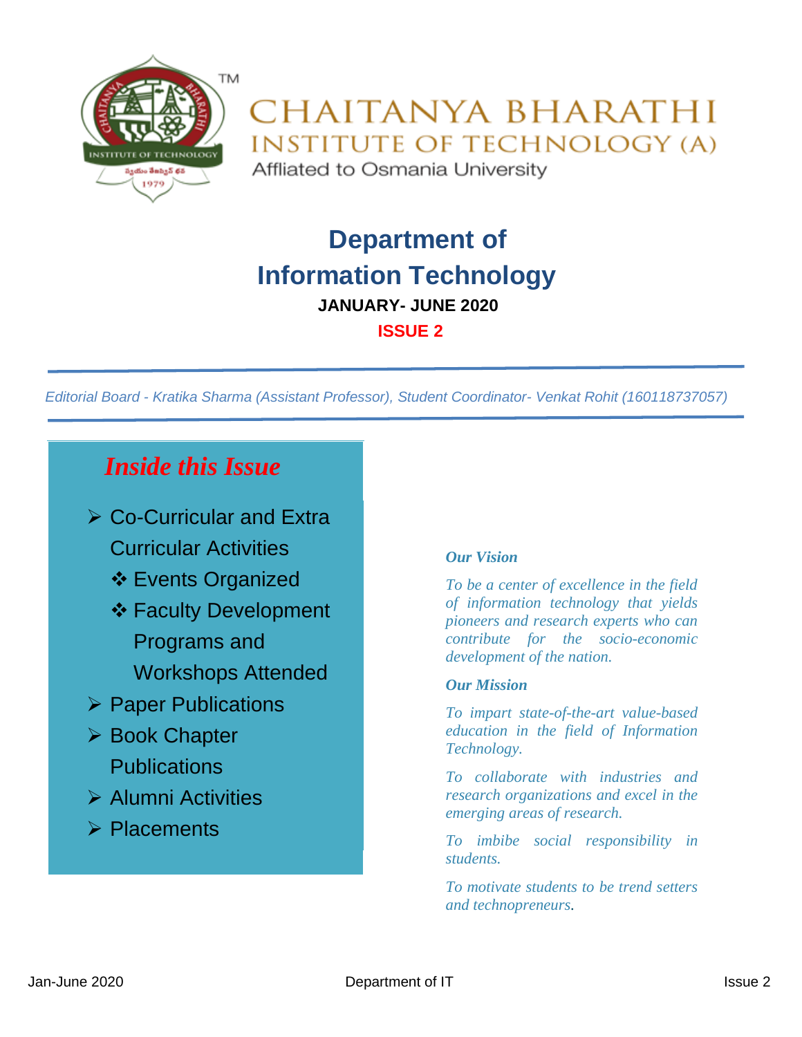# CHAITANYA BHARATHI INSTITUTE OF TECHNOLOGY (A)

Affiliated to Osmania University

## Department of Information Technology

**JANUARY- JUNE 2020**

**ISSUE 2**

*Editorial Board - Kratika Sharma (Assistant Professor), Student Coordinator- Venkat Rohit (160118737057)*

### *Inside this Issue*

- Co-Curricular and Extra Curricular Activities
  - Events Organized
  - Faculty Development Programs and Workshops Attended
- Paper Publications
- Book Chapter Publications
- Alumni Activities
- Placements

***Our Vision***

*To be a center of excellence in the field of information technology that yields pioneers and research experts who can contribute for the socio-economic development of the nation.*

***Our Mission***

*To impart state-of-the-art value-based education in the field of Information Technology.*

*To collaborate with industries and research organizations and excel in the emerging areas of research.*

*To imbibe social responsibility in students.*

*To motivate students to be trend setters and technopreneurs.*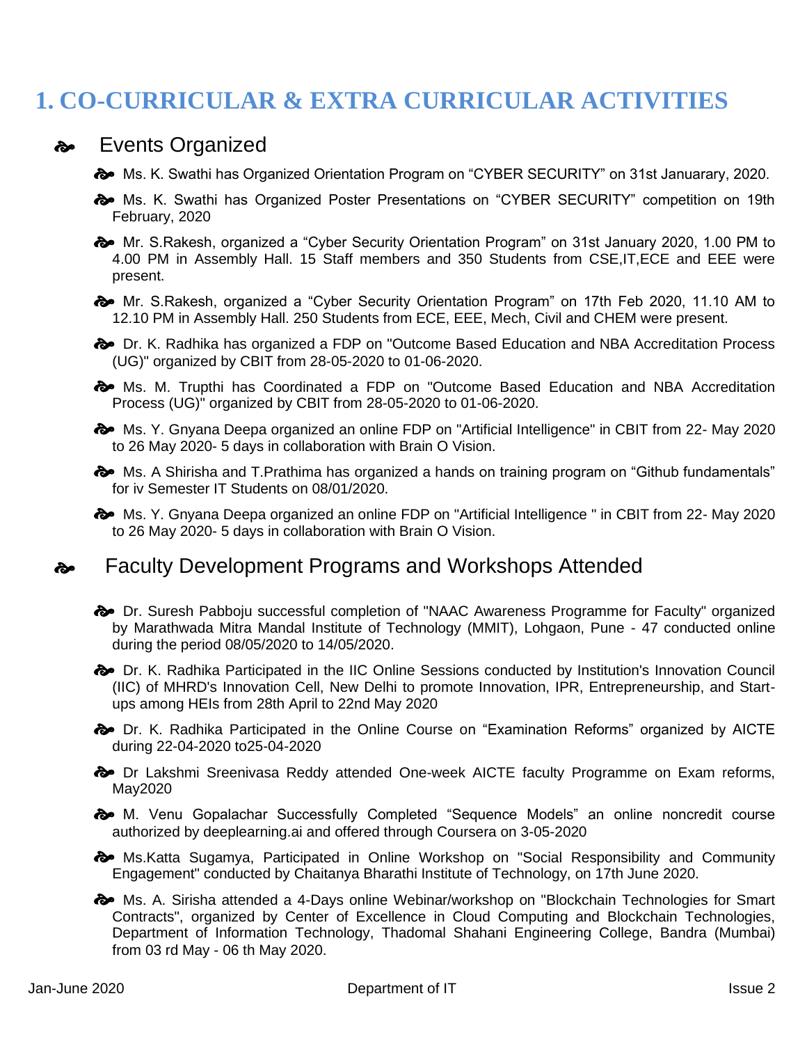# 1. CO-CURRICULAR & EXTRA CURRICULAR ACTIVITIES

## Events Organized

- Ms. K. Swathi has Organized Orientation Program on “CYBER SECURITY” on 31st Januarary, 2020.
- Ms. K. Swathi has Organized Poster Presentations on “CYBER SECURITY” competition on 19th February, 2020
- Mr. S.Rakesh, organized a “Cyber Security Orientation Program” on 31st January 2020, 1.00 PM to 4.00 PM in Assembly Hall. 15 Staff members and 350 Students from CSE,IT,ECE and EEE were present.
- Mr. S.Rakesh, organized a “Cyber Security Orientation Program” on 17th Feb 2020, 11.10 AM to 12.10 PM in Assembly Hall. 250 Students from ECE, EEE, Mech, Civil and CHEM were present.
- Dr. K. Radhika has organized a FDP on "Outcome Based Education and NBA Accreditation Process (UG)" organized by CBIT from 28-05-2020 to 01-06-2020.
- Ms. M. Trupthi has Coordinated a FDP on "Outcome Based Education and NBA Accreditation Process (UG)" organized by CBIT from 28-05-2020 to 01-06-2020.
- Ms. Y. Gnyana Deepa organized an online FDP on "Artificial Intelligence" in CBIT from 22- May 2020 to 26 May 2020- 5 days in collaboration with Brain O Vision.
- Ms. A Shirisha and T.Prathima has organized a hands on training program on “Github fundamentals” for iv Semester IT Students on 08/01/2020.
- Ms. Y. Gnyana Deepa organized an online FDP on "Artificial Intelligence " in CBIT from 22- May 2020 to 26 May 2020- 5 days in collaboration with Brain O Vision.

## Faculty Development Programs and Workshops Attended

- Dr. Suresh Pabboju successful completion of "NAAC Awareness Programme for Faculty" organized by Marathwada Mitra Mandal Institute of Technology (MMIT), Lohgaon, Pune - 47 conducted online during the period 08/05/2020 to 14/05/2020.
- Dr. K. Radhika Participated in the IIC Online Sessions conducted by Institution's Innovation Council (IIC) of MHRD's Innovation Cell, New Delhi to promote Innovation, IPR, Entrepreneurship, and Start-ups among HEIs from 28th April to 22nd May 2020
- Dr. K. Radhika Participated in the Online Course on “Examination Reforms” organized by AICTE during 22-04-2020 to25-04-2020
- Dr Lakshmi Sreenivasa Reddy attended One-week AICTE faculty Programme on Exam reforms, May2020
- M. Venu Gopalachar Successfully Completed “Sequence Models” an online noncredit course authorized by deeplearning.ai and offered through Coursera on 3-05-2020
- Ms.Katta Sugamya, Participated in Online Workshop on "Social Responsibility and Community Engagement" conducted by Chaitanya Bharathi Institute of Technology, on 17th June 2020.
- Ms. A. Sirisha attended a 4-Days online Webinar/workshop on "Blockchain Technologies for Smart Contracts", organized by Center of Excellence in Cloud Computing and Blockchain Technologies, Department of Information Technology, Thadomal Shahani Engineering College, Bandra (Mumbai) from 03 rd May - 06 th May 2020.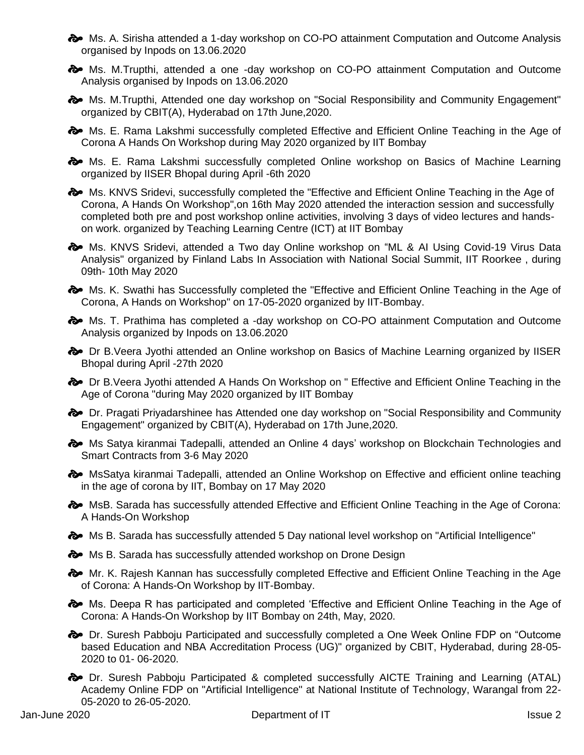- Ms. A. Sirisha attended a 1-day workshop on CO-PO attainment Computation and Outcome Analysis organised by Inpods on 13.06.2020
- Ms. M.Trupthi, attended a one -day workshop on CO-PO attainment Computation and Outcome Analysis organised by Inpods on 13.06.2020
- Ms. M.Trupthi, Attended one day workshop on "Social Responsibility and Community Engagement" organized by CBIT(A), Hyderabad on 17th June,2020.
- Ms. E. Rama Lakshmi successfully completed Effective and Efficient Online Teaching in the Age of Corona A Hands On Workshop during May 2020 organized by IIT Bombay
- Ms. E. Rama Lakshmi successfully completed Online workshop on Basics of Machine Learning organized by IISER Bhopal during April -6th 2020
- Ms. KNVS Sridevi, successfully completed the "Effective and Efficient Online Teaching in the Age of Corona, A Hands On Workshop",on 16th May 2020 attended the interaction session and successfully completed both pre and post workshop online activities, involving 3 days of video lectures and hands-on work. organized by Teaching Learning Centre (ICT) at IIT Bombay
- Ms. KNVS Sridevi, attended a Two day Online workshop on "ML & AI Using Covid-19 Virus Data Analysis" organized by Finland Labs In Association with National Social Summit, IIT Roorkee , during 09th- 10th May 2020
- Ms. K. Swathi has Successfully completed the "Effective and Efficient Online Teaching in the Age of Corona, A Hands on Workshop" on 17-05-2020 organized by IIT-Bombay.
- Ms. T. Prathima has completed a -day workshop on CO-PO attainment Computation and Outcome Analysis organized by Inpods on 13.06.2020
- Dr B.Veera Jyothi attended an Online workshop on Basics of Machine Learning organized by IISER Bhopal during April -27th 2020
- Dr B.Veera Jyothi attended A Hands On Workshop on " Effective and Efficient Online Teaching in the Age of Corona "during May 2020 organized by IIT Bombay
- Dr. Pragati Priyadarshinee has Attended one day workshop on "Social Responsibility and Community Engagement" organized by CBIT(A), Hyderabad on 17th June,2020.
- Ms Satya kiranmai Tadepalli, attended an Online 4 days' workshop on Blockchain Technologies and Smart Contracts from 3-6 May 2020
- MsSatya kiranmai Tadepalli, attended an Online Workshop on Effective and efficient online teaching in the age of corona by IIT, Bombay on 17 May 2020
- MsB. Sarada has successfully attended Effective and Efficient Online Teaching in the Age of Corona: A Hands-On Workshop
- Ms B. Sarada has successfully attended 5 Day national level workshop on "Artificial Intelligence"
- Ms B. Sarada has successfully attended workshop on Drone Design
- Mr. K. Rajesh Kannan has successfully completed Effective and Efficient Online Teaching in the Age of Corona: A Hands-On Workshop by IIT-Bombay.
- Ms. Deepa R has participated and completed 'Effective and Efficient Online Teaching in the Age of Corona: A Hands-On Workshop by IIT Bombay on 24th, May, 2020.
- Dr. Suresh Pabboju Participated and successfully completed a One Week Online FDP on "Outcome based Education and NBA Accreditation Process (UG)" organized by CBIT, Hyderabad, during 28-05-2020 to 01- 06-2020.
- Dr. Suresh Pabboju Participated & completed successfully AICTE Training and Learning (ATAL) Academy Online FDP on "Artificial Intelligence" at National Institute of Technology, Warangal from 22-05-2020 to 26-05-2020.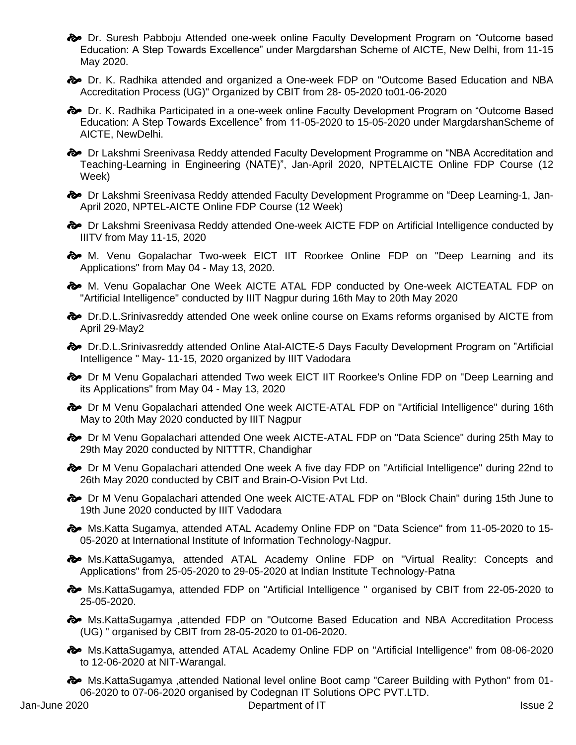- Dr. Suresh Pabboju Attended one-week online Faculty Development Program on “Outcome based Education: A Step Towards Excellence” under Margdarshan Scheme of AICTE, New Delhi, from 11-15 May 2020.
- Dr. K. Radhika attended and organized a One-week FDP on "Outcome Based Education and NBA Accreditation Process (UG)" Organized by CBIT from 28- 05-2020 to01-06-2020
- Dr. K. Radhika Participated in a one-week online Faculty Development Program on “Outcome Based Education: A Step Towards Excellence” from 11-05-2020 to 15-05-2020 under MargdarshanScheme of AICTE, NewDelhi.
- Dr Lakshmi Sreenivasa Reddy attended Faculty Development Programme on “NBA Accreditation and Teaching-Learning in Engineering (NATE)”, Jan-April 2020, NPTELAICTE Online FDP Course (12 Week)
- Dr Lakshmi Sreenivasa Reddy attended Faculty Development Programme on “Deep Learning-1, Jan-April 2020, NPTEL-AICTE Online FDP Course (12 Week)
- Dr Lakshmi Sreenivasa Reddy attended One-week AICTE FDP on Artificial Intelligence conducted by IIITV from May 11-15, 2020
- M. Venu Gopalachar Two-week EICT IIT Roorkee Online FDP on "Deep Learning and its Applications" from May 04 - May 13, 2020.
- M. Venu Gopalachar One Week AICTE ATAL FDP conducted by One-week AICTEATAL FDP on "Artificial Intelligence" conducted by IIIT Nagpur during 16th May to 20th May 2020
- Dr.D.L.Srinivasreddy attended One week online course on Exams reforms organised by AICTE from April 29-May2
- Dr.D.L.Srinivasreddy attended Online Atal-AICTE-5 Days Faculty Development Program on ”Artificial Intelligence " May- 11-15, 2020 organized by IIIT Vadodara
- Dr M Venu Gopalachari attended Two week EICT IIT Roorkee's Online FDP on "Deep Learning and its Applications" from May 04 - May 13, 2020
- Dr M Venu Gopalachari attended One week AICTE-ATAL FDP on "Artificial Intelligence" during 16th May to 20th May 2020 conducted by IIIT Nagpur
- Dr M Venu Gopalachari attended One week AICTE-ATAL FDP on "Data Science" during 25th May to 29th May 2020 conducted by NITTTR, Chandighar
- Dr M Venu Gopalachari attended One week A five day FDP on "Artificial Intelligence" during 22nd to 26th May 2020 conducted by CBIT and Brain-O-Vision Pvt Ltd.
- Dr M Venu Gopalachari attended One week AICTE-ATAL FDP on "Block Chain" during 15th June to 19th June 2020 conducted by IIIT Vadodara
- Ms.Katta Sugamya, attended ATAL Academy Online FDP on "Data Science" from 11-05-2020 to 15-05-2020 at International Institute of Information Technology-Nagpur.
- Ms.KattaSugamya, attended ATAL Academy Online FDP on "Virtual Reality: Concepts and Applications" from 25-05-2020 to 29-05-2020 at Indian Institute Technology-Patna
- Ms.KattaSugamya, attended FDP on "Artificial Intelligence " organised by CBIT from 22-05-2020 to 25-05-2020.
- Ms.KattaSugamya ,attended FDP on "Outcome Based Education and NBA Accreditation Process (UG) " organised by CBIT from 28-05-2020 to 01-06-2020.
- Ms.KattaSugamya, attended ATAL Academy Online FDP on "Artificial Intelligence" from 08-06-2020 to 12-06-2020 at NIT-Warangal.
- Ms.KattaSugamya ,attended National level online Boot camp "Career Building with Python" from 01-06-2020 to 07-06-2020 organised by Codegnan IT Solutions OPC PVT.LTD.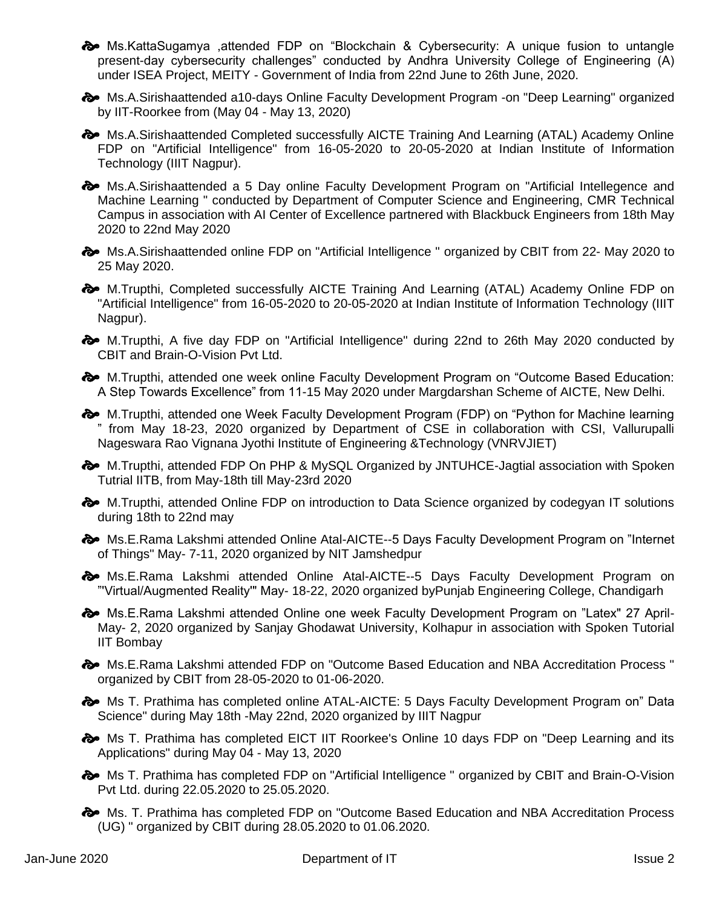- Ms.KattaSugamya ,attended FDP on “Blockchain & Cybersecurity: A unique fusion to untangle present-day cybersecurity challenges” conducted by Andhra University College of Engineering (A) under ISEA Project, MEITY - Government of India from 22nd June to 26th June, 2020.
- Ms.A.Sirishaattended a10-days Online Faculty Development Program -on "Deep Learning" organized by IIT-Roorkee from (May 04 - May 13, 2020)
- Ms.A.Sirishaattended Completed successfully AICTE Training And Learning (ATAL) Academy Online FDP on "Artificial Intelligence" from 16-05-2020 to 20-05-2020 at Indian Institute of Information Technology (IIIT Nagpur).
- Ms.A.Sirishaattended a 5 Day online Faculty Development Program on "Artificial Intellegence and Machine Learning " conducted by Department of Computer Science and Engineering, CMR Technical Campus in association with AI Center of Excellence partnered with Blackbuck Engineers from 18th May 2020 to 22nd May 2020
- Ms.A.Sirishaattended online FDP on "Artificial Intelligence " organized by CBIT from 22- May 2020 to 25 May 2020.
- M.Trupthi, Completed successfully AICTE Training And Learning (ATAL) Academy Online FDP on "Artificial Intelligence" from 16-05-2020 to 20-05-2020 at Indian Institute of Information Technology (IIIT Nagpur).
- M.Trupthi, A five day FDP on "Artificial Intelligence" during 22nd to 26th May 2020 conducted by CBIT and Brain-O-Vision Pvt Ltd.
- M.Trupthi, attended one week online Faculty Development Program on “Outcome Based Education: A Step Towards Excellence” from 11-15 May 2020 under Margdarshan Scheme of AICTE, New Delhi.
- M.Trupthi, attended one Week Faculty Development Program (FDP) on “Python for Machine learning ” from May 18-23, 2020 organized by Department of CSE in collaboration with CSI, Vallurupalli Nageswara Rao Vignana Jyothi Institute of Engineering &Technology (VNRVJIET)
- M.Trupthi, attended FDP On PHP & MySQL Organized by JNTUHCE-Jagtial association with Spoken Tutrial IITB, from May-18th till May-23rd 2020
- M.Trupthi, attended Online FDP on introduction to Data Science organized by codegyan IT solutions during 18th to 22nd may
- Ms.E.Rama Lakshmi attended Online Atal-AICTE--5 Days Faculty Development Program on ”Internet of Things'' May- 7-11, 2020 organized by NIT Jamshedpur
- Ms.E.Rama Lakshmi attended Online Atal-AICTE--5 Days Faculty Development Program on ”'Virtual/Augmented Reality'" May- 18-22, 2020 organized byPunjab Engineering College, Chandigarh
- Ms.E.Rama Lakshmi attended Online one week Faculty Development Program on ”Latex" 27 April- May- 2, 2020 organized by Sanjay Ghodawat University, Kolhapur in association with Spoken Tutorial IIT Bombay
- Ms.E.Rama Lakshmi attended FDP on "Outcome Based Education and NBA Accreditation Process " organized by CBIT from 28-05-2020 to 01-06-2020.
- Ms T. Prathima has completed online ATAL-AICTE: 5 Days Faculty Development Program on” Data Science" during May 18th -May 22nd, 2020 organized by IIIT Nagpur
- Ms T. Prathima has completed EICT IIT Roorkee's Online 10 days FDP on "Deep Learning and its Applications" during May 04 - May 13, 2020
- Ms T. Prathima has completed FDP on "Artificial Intelligence " organized by CBIT and Brain-O-Vision Pvt Ltd. during 22.05.2020 to 25.05.2020.
- Ms. T. Prathima has completed FDP on "Outcome Based Education and NBA Accreditation Process (UG) " organized by CBIT during 28.05.2020 to 01.06.2020.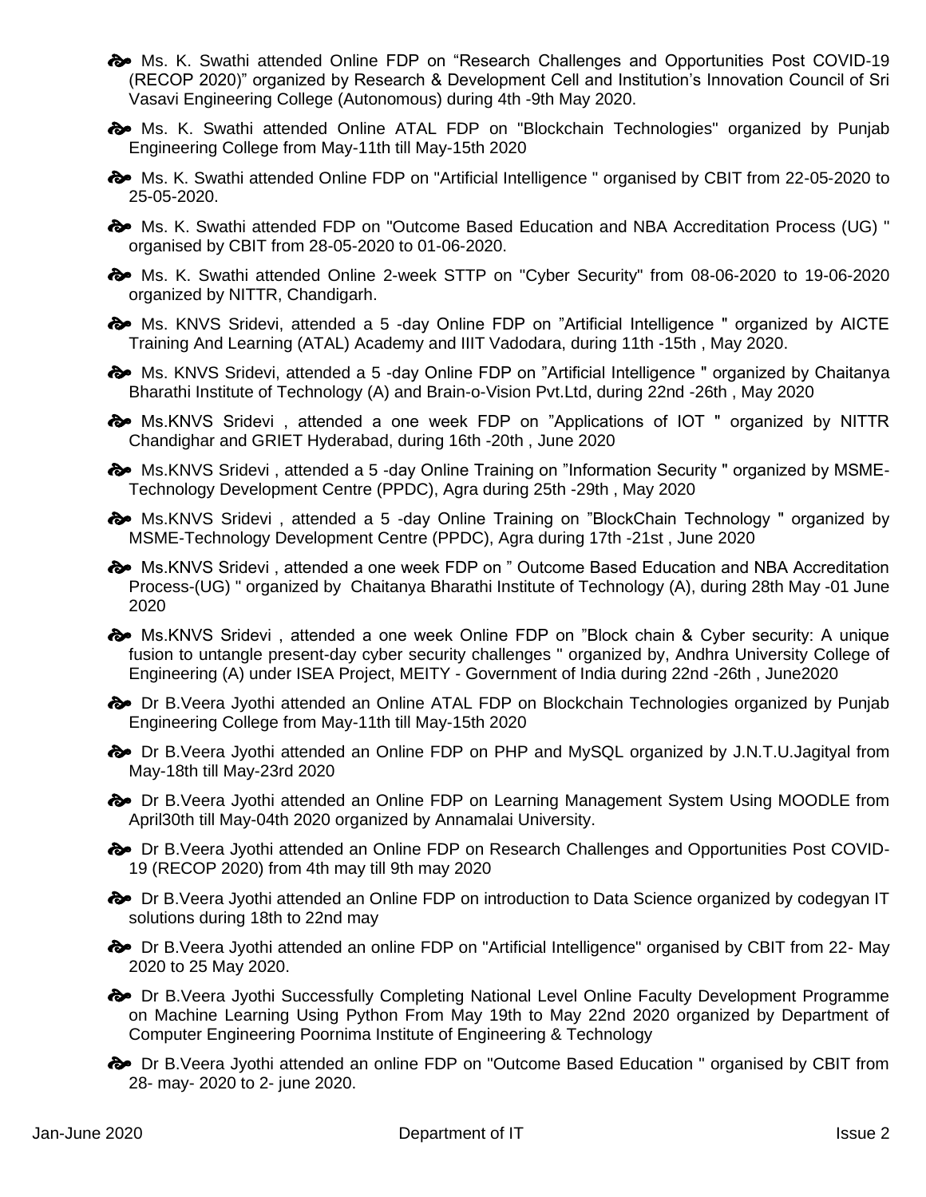- Ms. K. Swathi attended Online FDP on “Research Challenges and Opportunities Post COVID-19 (RECOP 2020)” organized by Research & Development Cell and Institution’s Innovation Council of Sri Vasavi Engineering College (Autonomous) during 4th -9th May 2020.
- Ms. K. Swathi attended Online ATAL FDP on "Blockchain Technologies" organized by Punjab Engineering College from May-11th till May-15th 2020
- Ms. K. Swathi attended Online FDP on "Artificial Intelligence " organised by CBIT from 22-05-2020 to 25-05-2020.
- Ms. K. Swathi attended FDP on "Outcome Based Education and NBA Accreditation Process (UG) " organised by CBIT from 28-05-2020 to 01-06-2020.
- Ms. K. Swathi attended Online 2-week STTP on "Cyber Security" from 08-06-2020 to 19-06-2020 organized by NITTR, Chandigarh.
- Ms. KNVS Sridevi, attended a 5 -day Online FDP on ”Artificial Intelligence " organized by AICTE Training And Learning (ATAL) Academy and IIIT Vadodara, during 11th -15th , May 2020.
- Ms. KNVS Sridevi, attended a 5 -day Online FDP on ”Artificial Intelligence " organized by Chaitanya Bharathi Institute of Technology (A) and Brain-o-Vision Pvt.Ltd, during 22nd -26th , May 2020
- Ms.KNVS Sridevi , attended a one week FDP on ”Applications of IOT " organized by NITTR Chandighar and GRIET Hyderabad, during 16th -20th , June 2020
- Ms.KNVS Sridevi , attended a 5 -day Online Training on ”Information Security " organized by MSME-Technology Development Centre (PPDC), Agra during 25th -29th , May 2020
- Ms.KNVS Sridevi , attended a 5 -day Online Training on ”BlockChain Technology " organized by MSME-Technology Development Centre (PPDC), Agra during 17th -21st , June 2020
- Ms.KNVS Sridevi , attended a one week FDP on ” Outcome Based Education and NBA Accreditation Process-(UG) " organized by Chaitanya Bharathi Institute of Technology (A), during 28th May -01 June 2020
- Ms.KNVS Sridevi , attended a one week Online FDP on ”Block chain & Cyber security: A unique fusion to untangle present-day cyber security challenges " organized by, Andhra University College of Engineering (A) under ISEA Project, MEITY - Government of India during 22nd -26th , June2020
- Dr B.Veera Jyothi attended an Online ATAL FDP on Blockchain Technologies organized by Punjab Engineering College from May-11th till May-15th 2020
- Dr B.Veera Jyothi attended an Online FDP on PHP and MySQL organized by J.N.T.U.Jagityal from May-18th till May-23rd 2020
- Dr B.Veera Jyothi attended an Online FDP on Learning Management System Using MOODLE from April30th till May-04th 2020 organized by Annamalai University.
- Dr B.Veera Jyothi attended an Online FDP on Research Challenges and Opportunities Post COVID-19 (RECOP 2020) from 4th may till 9th may 2020
- Dr B.Veera Jyothi attended an Online FDP on introduction to Data Science organized by codegyan IT solutions during 18th to 22nd may
- Dr B.Veera Jyothi attended an online FDP on "Artificial Intelligence" organised by CBIT from 22- May 2020 to 25 May 2020.
- Dr B.Veera Jyothi Successfully Completing National Level Online Faculty Development Programme on Machine Learning Using Python From May 19th to May 22nd 2020 organized by Department of Computer Engineering Poornima Institute of Engineering & Technology
- Dr B.Veera Jyothi attended an online FDP on "Outcome Based Education " organised by CBIT from 28- may- 2020 to 2- june 2020.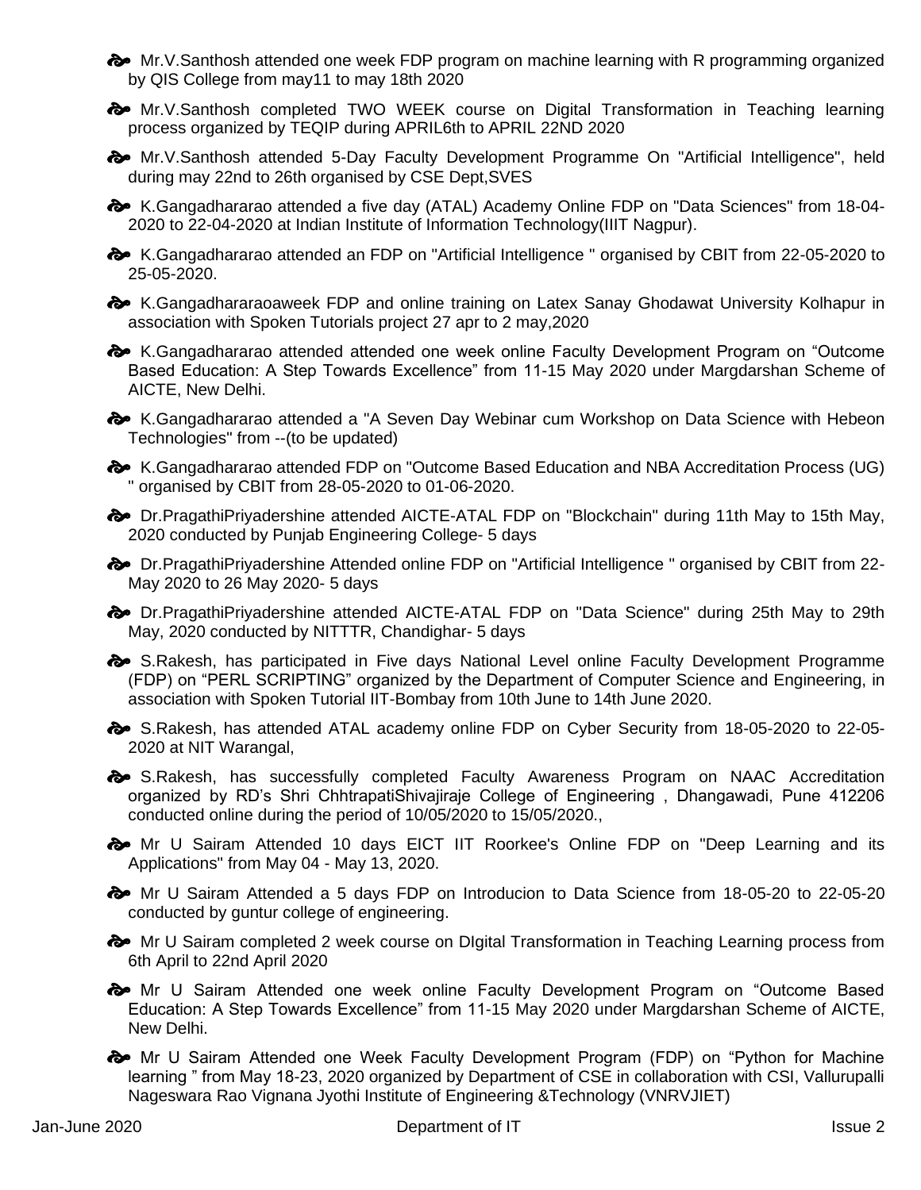- Mr.V.Santhosh attended one week FDP program on machine learning with R programming organized by QIS College from may11 to may 18th 2020
- Mr.V.Santhosh completed TWO WEEK course on Digital Transformation in Teaching learning process organized by TEQIP during APRIL6th to APRIL 22ND 2020
- Mr.V.Santhosh attended 5-Day Faculty Development Programme On "Artificial Intelligence", held during may 22nd to 26th organised by CSE Dept,SVES
- K.Gangadhararao attended a five day (ATAL) Academy Online FDP on "Data Sciences" from 18-04-2020 to 22-04-2020 at Indian Institute of Information Technology(IIIT Nagpur).
- K.Gangadhararao attended an FDP on "Artificial Intelligence " organised by CBIT from 22-05-2020 to 25-05-2020.
- K.Gangadhararaoaweek FDP and online training on Latex Sanay Ghodawat University Kolhapur in association with Spoken Tutorials project 27 apr to 2 may,2020
- K.Gangadhararao attended attended one week online Faculty Development Program on “Outcome Based Education: A Step Towards Excellence” from 11-15 May 2020 under Margdarshan Scheme of AICTE, New Delhi.
- K.Gangadhararao attended a "A Seven Day Webinar cum Workshop on Data Science with Hebeon Technologies" from --(to be updated)
- K.Gangadhararao attended FDP on "Outcome Based Education and NBA Accreditation Process (UG) " organised by CBIT from 28-05-2020 to 01-06-2020.
- Dr.PragathiPriyadershine attended AICTE-ATAL FDP on "Blockchain" during 11th May to 15th May, 2020 conducted by Punjab Engineering College- 5 days
- Dr.PragathiPriyadershine Attended online FDP on "Artificial Intelligence " organised by CBIT from 22-May 2020 to 26 May 2020- 5 days
- Dr.PragathiPriyadershine attended AICTE-ATAL FDP on "Data Science" during 25th May to 29th May, 2020 conducted by NITTTR, Chandighar- 5 days
- S.Rakesh, has participated in Five days National Level online Faculty Development Programme (FDP) on “PERL SCRIPTING” organized by the Department of Computer Science and Engineering, in association with Spoken Tutorial IIT-Bombay from 10th June to 14th June 2020.
- S.Rakesh, has attended ATAL academy online FDP on Cyber Security from 18-05-2020 to 22-05-2020 at NIT Warangal,
- S.Rakesh, has successfully completed Faculty Awareness Program on NAAC Accreditation organized by RD’s Shri ChhtrapatiShivajiraje College of Engineering , Dhangawadi, Pune 412206 conducted online during the period of 10/05/2020 to 15/05/2020.,
- Mr U Sairam Attended 10 days EICT IIT Roorkee's Online FDP on "Deep Learning and its Applications" from May 04 - May 13, 2020.
- Mr U Sairam Attended a 5 days FDP on Introducion to Data Science from 18-05-20 to 22-05-20 conducted by guntur college of engineering.
- Mr U Sairam completed 2 week course on DIgital Transformation in Teaching Learning process from 6th April to 22nd April 2020
- Mr U Sairam Attended one week online Faculty Development Program on “Outcome Based Education: A Step Towards Excellence” from 11-15 May 2020 under Margdarshan Scheme of AICTE, New Delhi.
- Mr U Sairam Attended one Week Faculty Development Program (FDP) on “Python for Machine learning ” from May 18-23, 2020 organized by Department of CSE in collaboration with CSI, Vallurupalli Nageswara Rao Vignana Jyothi Institute of Engineering &Technology (VNRVJIET)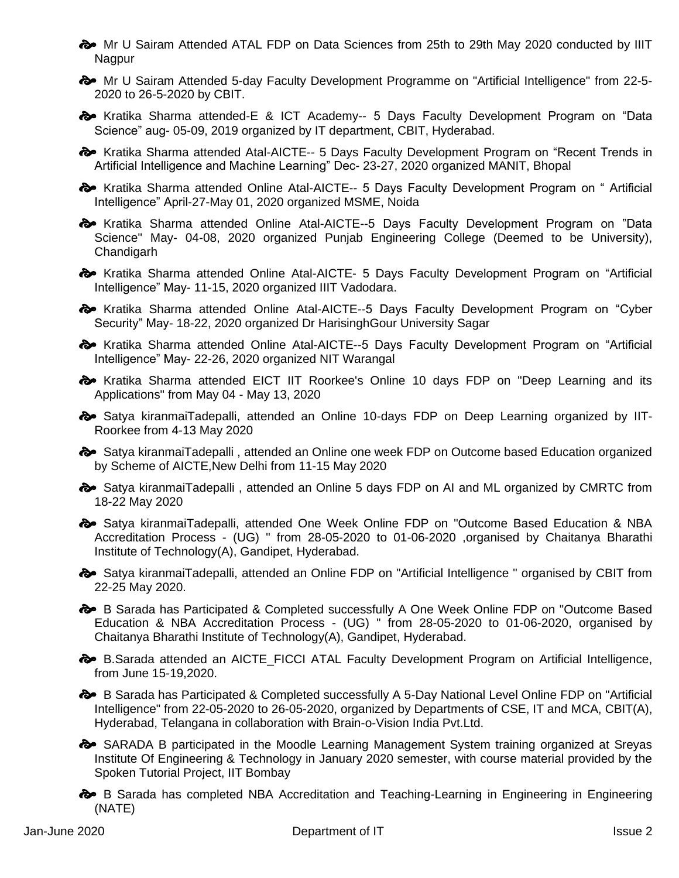- Mr U Sairam Attended ATAL FDP on Data Sciences from 25th to 29th May 2020 conducted by IIIT Nagpur
- Mr U Sairam Attended 5-day Faculty Development Programme on "Artificial Intelligence" from 22-5-2020 to 26-5-2020 by CBIT.
- Kratika Sharma attended-E & ICT Academy-- 5 Days Faculty Development Program on "Data Science" aug- 05-09, 2019 organized by IT department, CBIT, Hyderabad.
- Kratika Sharma attended Atal-AICTE-- 5 Days Faculty Development Program on "Recent Trends in Artificial Intelligence and Machine Learning" Dec- 23-27, 2020 organized MANIT, Bhopal
- Kratika Sharma attended Online Atal-AICTE-- 5 Days Faculty Development Program on " Artificial Intelligence" April-27-May 01, 2020 organized MSME, Noida
- Kratika Sharma attended Online Atal-AICTE--5 Days Faculty Development Program on "Data Science" May- 04-08, 2020 organized Punjab Engineering College (Deemed to be University), Chandigarh
- Kratika Sharma attended Online Atal-AICTE- 5 Days Faculty Development Program on "Artificial Intelligence" May- 11-15, 2020 organized IIIT Vadodara.
- Kratika Sharma attended Online Atal-AICTE--5 Days Faculty Development Program on "Cyber Security" May- 18-22, 2020 organized Dr HarisinghGour University Sagar
- Kratika Sharma attended Online Atal-AICTE--5 Days Faculty Development Program on "Artificial Intelligence" May- 22-26, 2020 organized NIT Warangal
- Kratika Sharma attended EICT IIT Roorkee's Online 10 days FDP on "Deep Learning and its Applications" from May 04 - May 13, 2020
- Satya kiranmaiTadepalli, attended an Online 10-days FDP on Deep Learning organized by IIT-Roorkee from 4-13 May 2020
- Satya kiranmaiTadepalli , attended an Online one week FDP on Outcome based Education organized by Scheme of AICTE,New Delhi from 11-15 May 2020
- Satya kiranmaiTadepalli , attended an Online 5 days FDP on AI and ML organized by CMRTC from 18-22 May 2020
- Satya kiranmaiTadepalli, attended One Week Online FDP on "Outcome Based Education & NBA Accreditation Process - (UG) " from 28-05-2020 to 01-06-2020 ,organised by Chaitanya Bharathi Institute of Technology(A), Gandipet, Hyderabad.
- Satya kiranmaiTadepalli, attended an Online FDP on "Artificial Intelligence " organised by CBIT from 22-25 May 2020.
- B Sarada has Participated & Completed successfully A One Week Online FDP on "Outcome Based Education & NBA Accreditation Process - (UG) " from 28-05-2020 to 01-06-2020, organised by Chaitanya Bharathi Institute of Technology(A), Gandipet, Hyderabad.
- B.Sarada attended an AICTE_FICCI ATAL Faculty Development Program on Artificial Intelligence, from June 15-19,2020.
- B Sarada has Participated & Completed successfully A 5-Day National Level Online FDP on "Artificial Intelligence" from 22-05-2020 to 26-05-2020, organized by Departments of CSE, IT and MCA, CBIT(A), Hyderabad, Telangana in collaboration with Brain-o-Vision India Pvt.Ltd.
- SARADA B participated in the Moodle Learning Management System training organized at Sreyas Institute Of Engineering & Technology in January 2020 semester, with course material provided by the Spoken Tutorial Project, IIT Bombay
- B Sarada has completed NBA Accreditation and Teaching-Learning in Engineering in Engineering (NATE)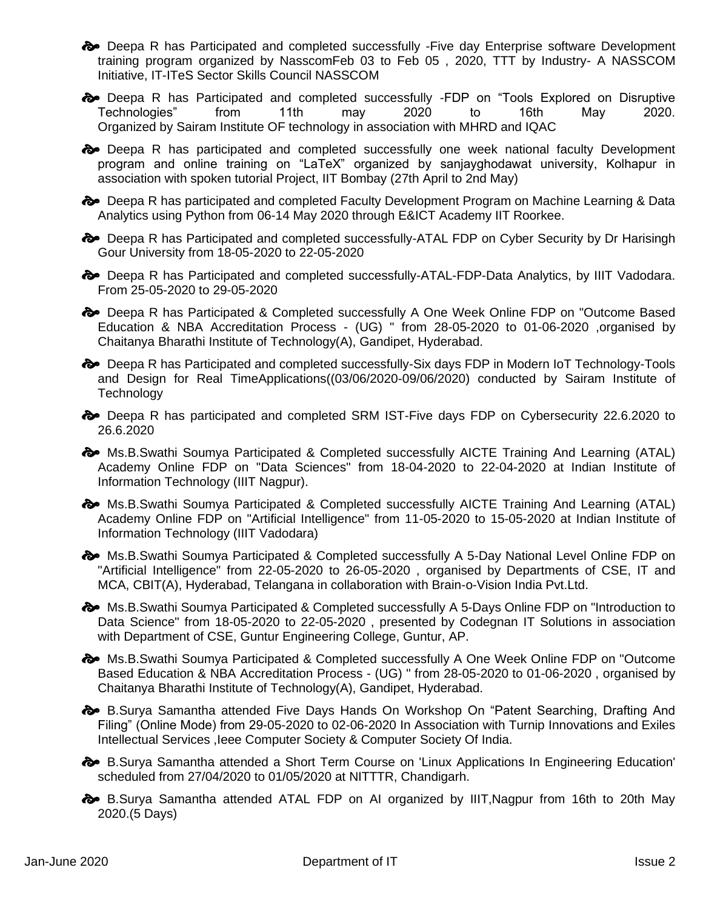- Deepa R has Participated and completed successfully -Five day Enterprise software Development training program organized by NasscomFeb 03 to Feb 05 , 2020, TTT by Industry- A NASSCOM Initiative, IT-ITeS Sector Skills Council NASSCOM

- Deepa R has Participated and completed successfully -FDP on “Tools Explored on Disruptive Technologies” from 11th may 2020 to 16th May 2020. Organized by Sairam Institute OF technology in association with MHRD and IQAC

- Deepa R has participated and completed successfully one week national faculty Development program and online training on “LaTeX” organized by sanjayghodawat university, Kolhapur in association with spoken tutorial Project, IIT Bombay (27th April to 2nd May)

- Deepa R has participated and completed Faculty Development Program on Machine Learning & Data Analytics using Python from 06-14 May 2020 through E&ICT Academy IIT Roorkee.

- Deepa R has Participated and completed successfully-ATAL FDP on Cyber Security by Dr Harisingh Gour University from 18-05-2020 to 22-05-2020

- Deepa R has Participated and completed successfully-ATAL-FDP-Data Analytics, by IIIT Vadodara. From 25-05-2020 to 29-05-2020

- Deepa R has Participated & Completed successfully A One Week Online FDP on "Outcome Based Education & NBA Accreditation Process - (UG) " from 28-05-2020 to 01-06-2020 ,organised by Chaitanya Bharathi Institute of Technology(A), Gandipet, Hyderabad.

- Deepa R has Participated and completed successfully-Six days FDP in Modern IoT Technology-Tools and Design for Real TimeApplications((03/06/2020-09/06/2020) conducted by Sairam Institute of Technology

- Deepa R has participated and completed SRM IST-Five days FDP on Cybersecurity 22.6.2020 to 26.6.2020

- Ms.B.Swathi Soumya Participated & Completed successfully AICTE Training And Learning (ATAL) Academy Online FDP on "Data Sciences" from 18-04-2020 to 22-04-2020 at Indian Institute of Information Technology (IIIT Nagpur).

- Ms.B.Swathi Soumya Participated & Completed successfully AICTE Training And Learning (ATAL) Academy Online FDP on "Artificial Intelligence" from 11-05-2020 to 15-05-2020 at Indian Institute of Information Technology (IIIT Vadodara)

- Ms.B.Swathi Soumya Participated & Completed successfully A 5-Day National Level Online FDP on "Artificial Intelligence" from 22-05-2020 to 26-05-2020 , organised by Departments of CSE, IT and MCA, CBIT(A), Hyderabad, Telangana in collaboration with Brain-o-Vision India Pvt.Ltd.

- Ms.B.Swathi Soumya Participated & Completed successfully A 5-Days Online FDP on "Introduction to Data Science" from 18-05-2020 to 22-05-2020 , presented by Codegnan IT Solutions in association with Department of CSE, Guntur Engineering College, Guntur, AP.

- Ms.B.Swathi Soumya Participated & Completed successfully A One Week Online FDP on "Outcome Based Education & NBA Accreditation Process - (UG) " from 28-05-2020 to 01-06-2020 , organised by Chaitanya Bharathi Institute of Technology(A), Gandipet, Hyderabad.

- B.Surya Samantha attended Five Days Hands On Workshop On “Patent Searching, Drafting And Filing” (Online Mode) from 29-05-2020 to 02-06-2020 In Association with Turnip Innovations and Exiles Intellectual Services ,Ieee Computer Society & Computer Society Of India.

- B.Surya Samantha attended a Short Term Course on 'Linux Applications In Engineering Education' scheduled from 27/04/2020 to 01/05/2020 at NITTTR, Chandigarh.

- B.Surya Samantha attended ATAL FDP on AI organized by IIIT,Nagpur from 16th to 20th May 2020.(5 Days)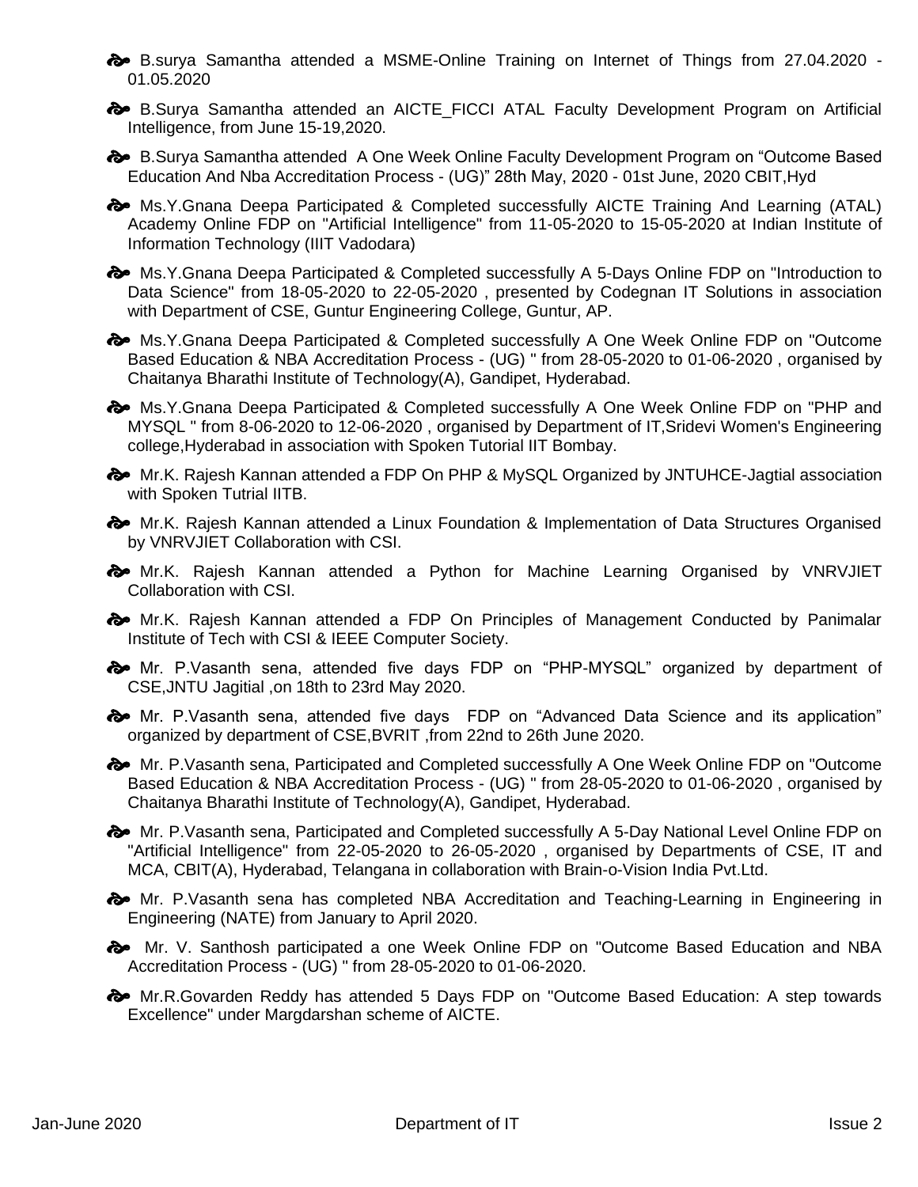- B.surya Samantha attended a MSME-Online Training on Internet of Things from 27.04.2020 - 01.05.2020
- B.Surya Samantha attended an AICTE_FICCI ATAL Faculty Development Program on Artificial Intelligence, from June 15-19,2020.
- B.Surya Samantha attended A One Week Online Faculty Development Program on “Outcome Based Education And Nba Accreditation Process - (UG)” 28th May, 2020 - 01st June, 2020 CBIT,Hyd
- Ms.Y.Gnana Deepa Participated & Completed successfully AICTE Training And Learning (ATAL) Academy Online FDP on "Artificial Intelligence" from 11-05-2020 to 15-05-2020 at Indian Institute of Information Technology (IIIT Vadodara)
- Ms.Y.Gnana Deepa Participated & Completed successfully A 5-Days Online FDP on "Introduction to Data Science" from 18-05-2020 to 22-05-2020 , presented by Codegnan IT Solutions in association with Department of CSE, Guntur Engineering College, Guntur, AP.
- Ms.Y.Gnana Deepa Participated & Completed successfully A One Week Online FDP on "Outcome Based Education & NBA Accreditation Process - (UG) " from 28-05-2020 to 01-06-2020 , organised by Chaitanya Bharathi Institute of Technology(A), Gandipet, Hyderabad.
- Ms.Y.Gnana Deepa Participated & Completed successfully A One Week Online FDP on "PHP and MYSQL " from 8-06-2020 to 12-06-2020 , organised by Department of IT,Sridevi Women's Engineering college,Hyderabad in association with Spoken Tutorial IIT Bombay.
- Mr.K. Rajesh Kannan attended a FDP On PHP & MySQL Organized by JNTUHCE-Jagtial association with Spoken Tutrial IITB.
- Mr.K. Rajesh Kannan attended a Linux Foundation & Implementation of Data Structures Organised by VNRVJIET Collaboration with CSI.
- Mr.K. Rajesh Kannan attended a Python for Machine Learning Organised by VNRVJIET Collaboration with CSI.
- Mr.K. Rajesh Kannan attended a FDP On Principles of Management Conducted by Panimalar Institute of Tech with CSI & IEEE Computer Society.
- Mr. P.Vasanth sena, attended five days FDP on “PHP-MYSQL” organized by department of CSE,JNTU Jagitial ,on 18th to 23rd May 2020.
- Mr. P.Vasanth sena, attended five days FDP on “Advanced Data Science and its application” organized by department of CSE,BVRIT ,from 22nd to 26th June 2020.
- Mr. P.Vasanth sena, Participated and Completed successfully A One Week Online FDP on "Outcome Based Education & NBA Accreditation Process - (UG) " from 28-05-2020 to 01-06-2020 , organised by Chaitanya Bharathi Institute of Technology(A), Gandipet, Hyderabad.
- Mr. P.Vasanth sena, Participated and Completed successfully A 5-Day National Level Online FDP on "Artificial Intelligence" from 22-05-2020 to 26-05-2020 , organised by Departments of CSE, IT and MCA, CBIT(A), Hyderabad, Telangana in collaboration with Brain-o-Vision India Pvt.Ltd.
- Mr. P.Vasanth sena has completed NBA Accreditation and Teaching-Learning in Engineering in Engineering (NATE) from January to April 2020.
- Mr. V. Santhosh participated a one Week Online FDP on "Outcome Based Education and NBA Accreditation Process - (UG) " from 28-05-2020 to 01-06-2020.
- Mr.R.Govarden Reddy has attended 5 Days FDP on "Outcome Based Education: A step towards Excellence" under Margdarshan scheme of AICTE.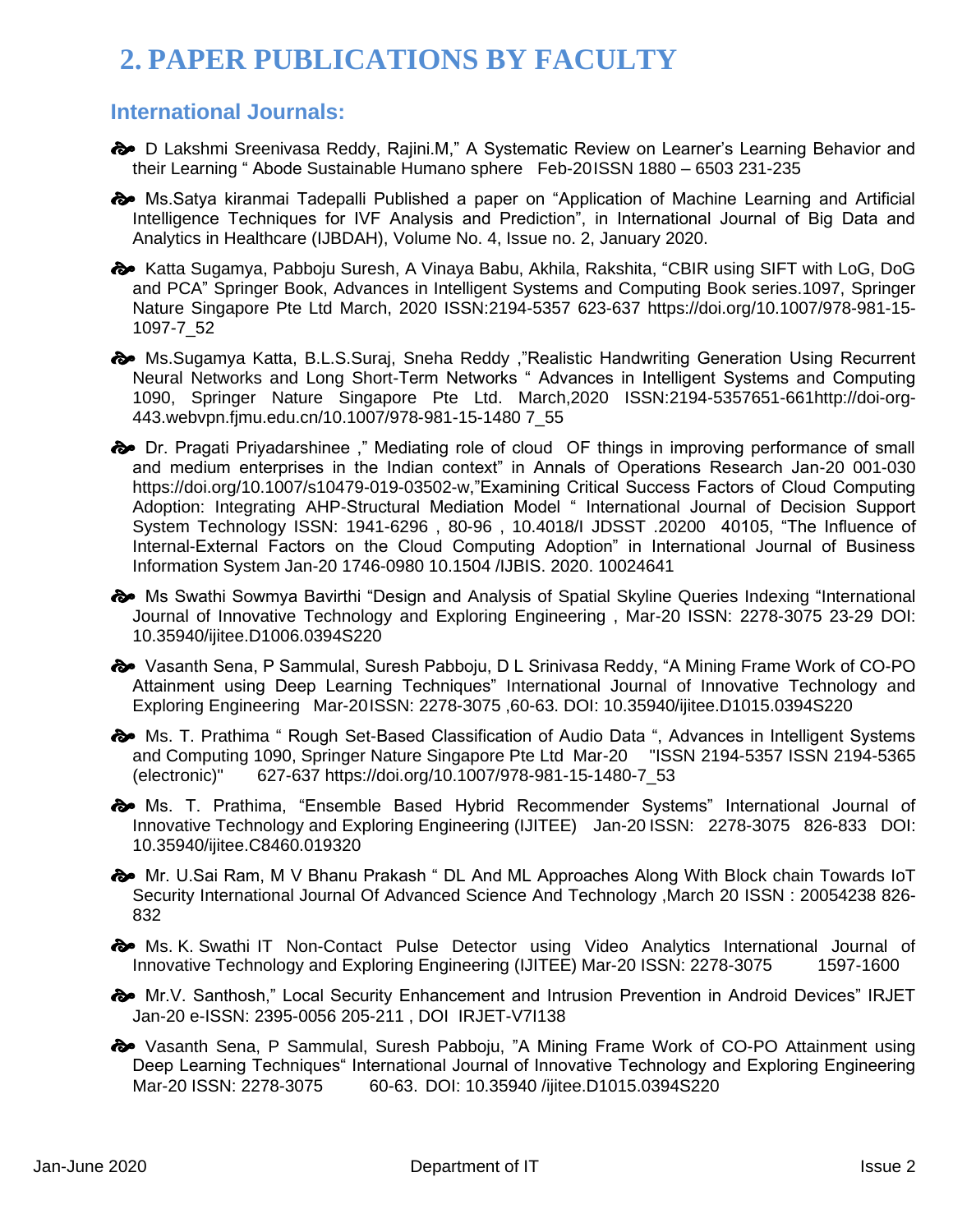# 2. PAPER PUBLICATIONS BY FACULTY

## International Journals:

- D Lakshmi Sreenivasa Reddy, Rajini.M," A Systematic Review on Learner's Learning Behavior and their Learning " Abode Sustainable Humano sphere Feb-20ISSN 1880 – 6503 231-235

- Ms.Satya kiranmai Tadepalli Published a paper on "Application of Machine Learning and Artificial Intelligence Techniques for IVF Analysis and Prediction", in International Journal of Big Data and Analytics in Healthcare (IJBDAH), Volume No. 4, Issue no. 2, January 2020.

- Katta Sugamya, Pabboju Suresh, A Vinaya Babu, Akhila, Rakshita, "CBIR using SIFT with LoG, DoG and PCA" Springer Book, Advances in Intelligent Systems and Computing Book series.1097, Springer Nature Singapore Pte Ltd March, 2020 ISSN:2194-5357 623-637 https://doi.org/10.1007/978-981-15-1097-7_52

- Ms.Sugamya Katta, B.L.S.Suraj, Sneha Reddy ,"Realistic Handwriting Generation Using Recurrent Neural Networks and Long Short-Term Networks " Advances in Intelligent Systems and Computing 1090, Springer Nature Singapore Pte Ltd. March,2020 ISSN:2194-5357651-661http://doi-org-443.webvpn.fjmu.edu.cn/10.1007/978-981-15-1480 7_55

- Dr. Pragati Priyadarshinee ," Mediating role of cloud OF things in improving performance of small and medium enterprises in the Indian context" in Annals of Operations Research Jan-20 001-030 https://doi.org/10.1007/s10479-019-03502-w,"Examining Critical Success Factors of Cloud Computing Adoption: Integrating AHP-Structural Mediation Model " International Journal of Decision Support System Technology ISSN: 1941-6296 , 80-96 , 10.4018/I JDSST .20200 40105, "The Influence of Internal-External Factors on the Cloud Computing Adoption" in International Journal of Business Information System Jan-20 1746-0980 10.1504 /IJBIS. 2020. 10024641

- Ms Swathi Sowmya Bavirthi "Design and Analysis of Spatial Skyline Queries Indexing "International Journal of Innovative Technology and Exploring Engineering , Mar-20 ISSN: 2278-3075 23-29 DOI: 10.35940/ijitee.D1006.0394S220

- Vasanth Sena, P Sammulal, Suresh Pabboju, D L Srinivasa Reddy, "A Mining Frame Work of CO-PO Attainment using Deep Learning Techniques" International Journal of Innovative Technology and Exploring Engineering Mar-20ISSN: 2278-3075 ,60-63. DOI: 10.35940/ijitee.D1015.0394S220

- Ms. T. Prathima " Rough Set-Based Classification of Audio Data ", Advances in Intelligent Systems and Computing 1090, Springer Nature Singapore Pte Ltd Mar-20 "ISSN 2194-5357 ISSN 2194-5365 (electronic)" 627-637 https://doi.org/10.1007/978-981-15-1480-7_53

- Ms. T. Prathima, "Ensemble Based Hybrid Recommender Systems" International Journal of Innovative Technology and Exploring Engineering (IJITEE) Jan-20 ISSN: 2278-3075 826-833 DOI: 10.35940/ijitee.C8460.019320

- Mr. U.Sai Ram, M V Bhanu Prakash " DL And ML Approaches Along With Block chain Towards IoT Security International Journal Of Advanced Science And Technology ,March 20 ISSN : 20054238 826-832

- Ms. K. Swathi IT Non-Contact Pulse Detector using Video Analytics International Journal of Innovative Technology and Exploring Engineering (IJITEE) Mar-20 ISSN: 2278-3075 1597-1600

- Mr.V. Santhosh," Local Security Enhancement and Intrusion Prevention in Android Devices" IRJET Jan-20 e-ISSN: 2395-0056 205-211 , DOI IRJET-V7I138

- Vasanth Sena, P Sammulal, Suresh Pabboju, "A Mining Frame Work of CO-PO Attainment using Deep Learning Techniques" International Journal of Innovative Technology and Exploring Engineering Mar-20 ISSN: 2278-3075 60-63. DOI: 10.35940 /ijitee.D1015.0394S220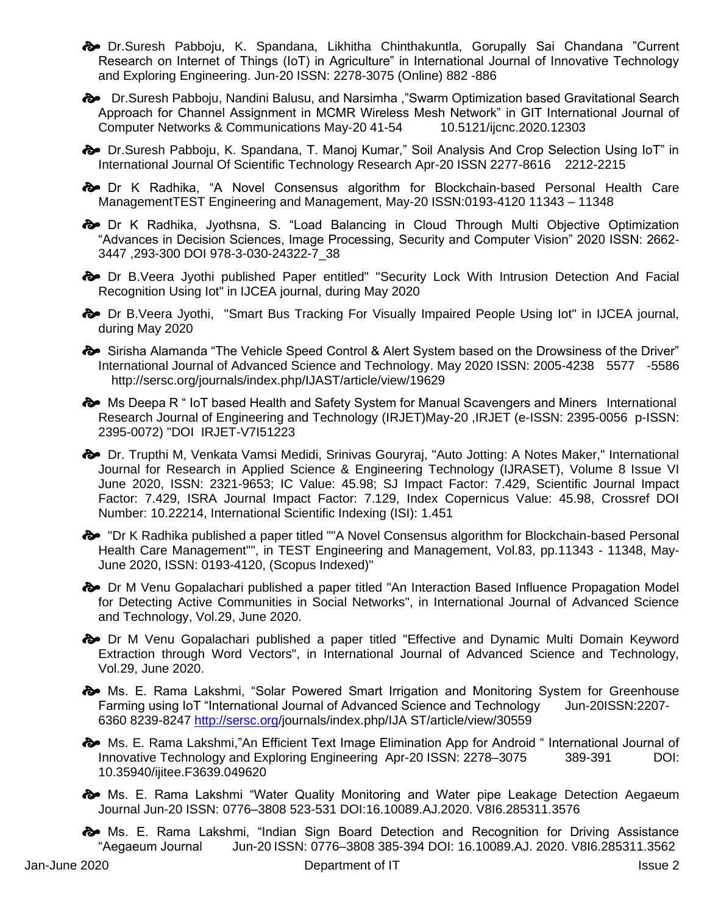- Dr.Suresh Pabboju, K. Spandana, Likhitha Chinthakuntla, Gorupally Sai Chandana "Current Research on Internet of Things (IoT) in Agriculture" in International Journal of Innovative Technology and Exploring Engineering. Jun-20 ISSN: 2278-3075 (Online) 882 -886
- Dr.Suresh Pabboju, Nandini Balusu, and Narsimha ,"Swarm Optimization based Gravitational Search Approach for Channel Assignment in MCMR Wireless Mesh Network" in GIT International Journal of Computer Networks & Communications May-20 41-54 10.5121/ijcnc.2020.12303
- Dr.Suresh Pabboju, K. Spandana, T. Manoj Kumar," Soil Analysis And Crop Selection Using IoT" in International Journal Of Scientific Technology Research Apr-20 ISSN 2277-8616 2212-2215
- Dr K Radhika, "A Novel Consensus algorithm for Blockchain-based Personal Health Care ManagementTEST Engineering and Management, May-20 ISSN:0193-4120 11343 – 11348
- Dr K Radhika, Jyothsna, S. "Load Balancing in Cloud Through Multi Objective Optimization "Advances in Decision Sciences, Image Processing, Security and Computer Vision" 2020 ISSN: 2662-3447 ,293-300 DOI 978-3-030-24322-7_38
- Dr B.Veera Jyothi published Paper entitled" "Security Lock With Intrusion Detection And Facial Recognition Using Iot" in IJCEA journal, during May 2020
- Dr B.Veera Jyothi, "Smart Bus Tracking For Visually Impaired People Using Iot" in IJCEA journal, during May 2020
- Sirisha Alamanda "The Vehicle Speed Control & Alert System based on the Drowsiness of the Driver" International Journal of Advanced Science and Technology. May 2020 ISSN: 2005-4238 5577 -5586 http://sersc.org/journals/index.php/IJAST/article/view/19629
- Ms Deepa R " IoT based Health and Safety System for Manual Scavengers and Miners International Research Journal of Engineering and Technology (IRJET)May-20 ,IRJET (e-ISSN: 2395-0056 p-ISSN: 2395-0072) "DOI IRJET-V7I51223
- Dr. Trupthi M, Venkata Vamsi Medidi, Srinivas Gouryraj, "Auto Jotting: A Notes Maker," International Journal for Research in Applied Science & Engineering Technology (IJRASET), Volume 8 Issue VI June 2020, ISSN: 2321-9653; IC Value: 45.98; SJ Impact Factor: 7.429, Scientific Journal Impact Factor: 7.429, ISRA Journal Impact Factor: 7.129, Index Copernicus Value: 45.98, Crossref DOI Number: 10.22214, International Scientific Indexing (ISI): 1.451
- "Dr K Radhika published a paper titled ""A Novel Consensus algorithm for Blockchain-based Personal Health Care Management"", in TEST Engineering and Management, Vol.83, pp.11343 - 11348, May-June 2020, ISSN: 0193-4120, (Scopus Indexed)"
- Dr M Venu Gopalachari published a paper titled "An Interaction Based Influence Propagation Model for Detecting Active Communities in Social Networks", in International Journal of Advanced Science and Technology, Vol.29, June 2020.
- Dr M Venu Gopalachari published a paper titled "Effective and Dynamic Multi Domain Keyword Extraction through Word Vectors", in International Journal of Advanced Science and Technology, Vol.29, June 2020.
- Ms. E. Rama Lakshmi, "Solar Powered Smart Irrigation and Monitoring System for Greenhouse Farming using IoT "International Journal of Advanced Science and Technology Jun-20ISSN:2207-6360 8239-8247 http://sersc.org/journals/index.php/IJA ST/article/view/30559
- Ms. E. Rama Lakshmi,"An Efficient Text Image Elimination App for Android " International Journal of Innovative Technology and Exploring Engineering Apr-20 ISSN: 2278–3075 389-391 DOI: 10.35940/ijitee.F3639.049620
- Ms. E. Rama Lakshmi "Water Quality Monitoring and Water pipe Leakage Detection Aegaeum Journal Jun-20 ISSN: 0776–3808 523-531 DOI:16.10089.AJ.2020. V8I6.285311.3576
- Ms. E. Rama Lakshmi, "Indian Sign Board Detection and Recognition for Driving Assistance "Aegaeum Journal Jun-20 ISSN: 0776–3808 385-394 DOI: 16.10089.AJ. 2020. V8I6.285311.3562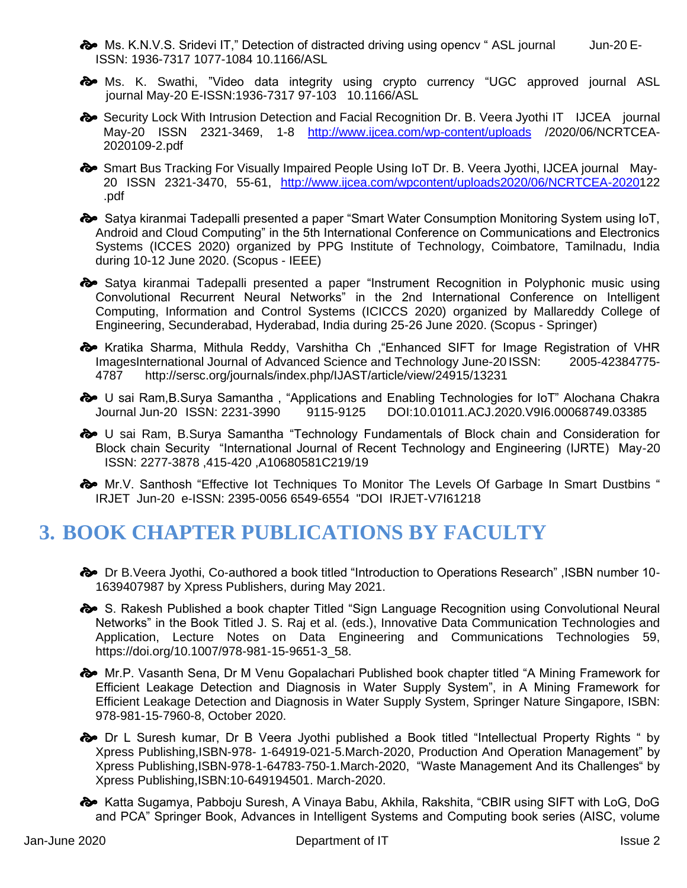- Ms. K.N.V.S. Sridevi IT," Detection of distracted driving using opencv " ASL journal Jun-20 E-ISSN: 1936-7317 1077-1084 10.1166/ASL

- Ms. K. Swathi, "Video data integrity using crypto currency "UGC approved journal ASL journal May-20 E-ISSN:1936-7317 97-103 10.1166/ASL

- Security Lock With Intrusion Detection and Facial Recognition Dr. B. Veera Jyothi IT IJCEA journal May-20 ISSN 2321-3469, 1-8 http://www.ijcea.com/wp-content/uploads /2020/06/NCRTCEA-2020109-2.pdf

- Smart Bus Tracking For Visually Impaired People Using IoT Dr. B. Veera Jyothi, IJCEA journal May-20 ISSN 2321-3470, 55-61, http://www.ijcea.com/wpcontent/uploads2020/06/NCRTCEA-2020122 .pdf

- Satya kiranmai Tadepalli presented a paper "Smart Water Consumption Monitoring System using IoT, Android and Cloud Computing" in the 5th International Conference on Communications and Electronics Systems (ICCES 2020) organized by PPG Institute of Technology, Coimbatore, Tamilnadu, India during 10-12 June 2020. (Scopus - IEEE)

- Satya kiranmai Tadepalli presented a paper "Instrument Recognition in Polyphonic music using Convolutional Recurrent Neural Networks" in the 2nd International Conference on Intelligent Computing, Information and Control Systems (ICICCS 2020) organized by Mallareddy College of Engineering, Secunderabad, Hyderabad, India during 25-26 June 2020. (Scopus - Springer)

- Kratika Sharma, Mithula Reddy, Varshitha Ch ,"Enhanced SIFT for Image Registration of VHR ImagesInternational Journal of Advanced Science and Technology June-20 ISSN: 2005-42384775-4787 http://sersc.org/journals/index.php/IJAST/article/view/24915/13231

- U sai Ram,B.Surya Samantha , "Applications and Enabling Technologies for IoT" Alochana Chakra Journal Jun-20 ISSN: 2231-3990 9115-9125 DOI:10.01011.ACJ.2020.V9I6.00068749.03385

- U sai Ram, B.Surya Samantha "Technology Fundamentals of Block chain and Consideration for Block chain Security "International Journal of Recent Technology and Engineering (IJRTE) May-20 ISSN: 2277-3878 ,415-420 ,A10680581C219/19

- Mr.V. Santhosh "Effective Iot Techniques To Monitor The Levels Of Garbage In Smart Dustbins " IRJET Jun-20 e-ISSN: 2395-0056 6549-6554 "DOI IRJET-V7I61218

# 3. BOOK CHAPTER PUBLICATIONS BY FACULTY

- Dr B.Veera Jyothi, Co-authored a book titled "Introduction to Operations Research" ,ISBN number 10-1639407987 by Xpress Publishers, during May 2021.

- S. Rakesh Published a book chapter Titled "Sign Language Recognition using Convolutional Neural Networks" in the Book Titled J. S. Raj et al. (eds.), Innovative Data Communication Technologies and Application, Lecture Notes on Data Engineering and Communications Technologies 59, https://doi.org/10.1007/978-981-15-9651-3_58.

- Mr.P. Vasanth Sena, Dr M Venu Gopalachari Published book chapter titled "A Mining Framework for Efficient Leakage Detection and Diagnosis in Water Supply System", in A Mining Framework for Efficient Leakage Detection and Diagnosis in Water Supply System, Springer Nature Singapore, ISBN: 978-981-15-7960-8, October 2020.

- Dr L Suresh kumar, Dr B Veera Jyothi published a Book titled "Intellectual Property Rights " by Xpress Publishing,ISBN-978- 1-64919-021-5.March-2020, Production And Operation Management" by Xpress Publishing,ISBN-978-1-64783-750-1.March-2020, "Waste Management And its Challenges" by Xpress Publishing,ISBN:10-649194501. March-2020.

- Katta Sugamya, Pabboju Suresh, A Vinaya Babu, Akhila, Rakshita, "CBIR using SIFT with LoG, DoG and PCA" Springer Book, Advances in Intelligent Systems and Computing book series (AISC, volume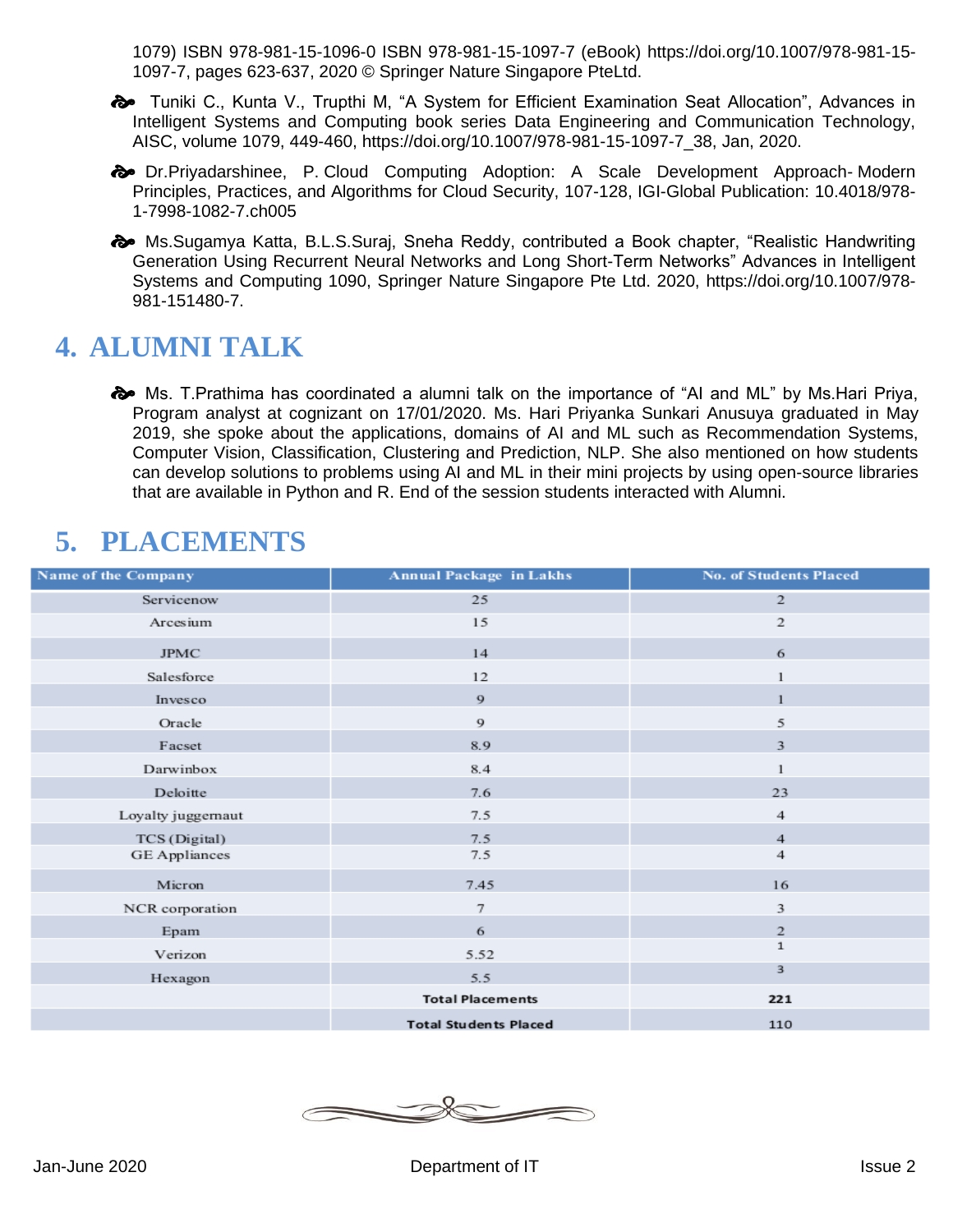1079) ISBN 978-981-15-1096-0 ISBN 978-981-15-1097-7 (eBook) https://doi.org/10.1007/978-981-15-1097-7, pages 623-637, 2020 © Springer Nature Singapore PteLtd.

- Tuniki C., Kunta V., Trupthi M, "A System for Efficient Examination Seat Allocation", Advances in Intelligent Systems and Computing book series Data Engineering and Communication Technology, AISC, volume 1079, 449-460, https://doi.org/10.1007/978-981-15-1097-7_38, Jan, 2020.
- Dr.Priyadarshinee, P. Cloud Computing Adoption: A Scale Development Approach- Modern Principles, Practices, and Algorithms for Cloud Security, 107-128, IGI-Global Publication: 10.4018/978-1-7998-1082-7.ch005
- Ms.Sugamya Katta, B.L.S.Suraj, Sneha Reddy, contributed a Book chapter, "Realistic Handwriting Generation Using Recurrent Neural Networks and Long Short-Term Networks" Advances in Intelligent Systems and Computing 1090, Springer Nature Singapore Pte Ltd. 2020, https://doi.org/10.1007/978-981-151480-7.

# 4. ALUMNI TALK

- Ms. T.Prathima has coordinated a alumni talk on the importance of "AI and ML" by Ms.Hari Priya, Program analyst at cognizant on 17/01/2020. Ms. Hari Priyanka Sunkari Anusuya graduated in May 2019, she spoke about the applications, domains of AI and ML such as Recommendation Systems, Computer Vision, Classification, Clustering and Prediction, NLP. She also mentioned on how students can develop solutions to problems using AI and ML in their mini projects by using open-source libraries that are available in Python and R. End of the session students interacted with Alumni.

# 5. PLACEMENTS

| Name of the Company | Annual Package in Lakhs | No. of Students Placed |
|---|---|---|
| Servicenow | 25 | 2 |
| Arcesium | 15 | 2 |
| JPMC | 14 | 6 |
| Salesforce | 12 | 1 |
| Invesco | 9 | 1 |
| Oracle | 9 | 5 |
| Facset | 8.9 | 3 |
| Darwinbox | 8.4 | 1 |
| Deloitte | 7.6 | 23 |
| Loyalty juggernaut | 7.5 | 4 |
| TCS (Digital) | 7.5 | 4 |
| GE Appliances | 7.5 | 4 |
| Micron | 7.45 | 16 |
| NCR corporation | 7 | 3 |
| Epam | 6 | 2 |
| Verizon | 5.52 | 1 |
| Hexagon | 5.5 | 3 |
| | **Total Placements** | **221** |
| | **Total Students Placed** | 110 |